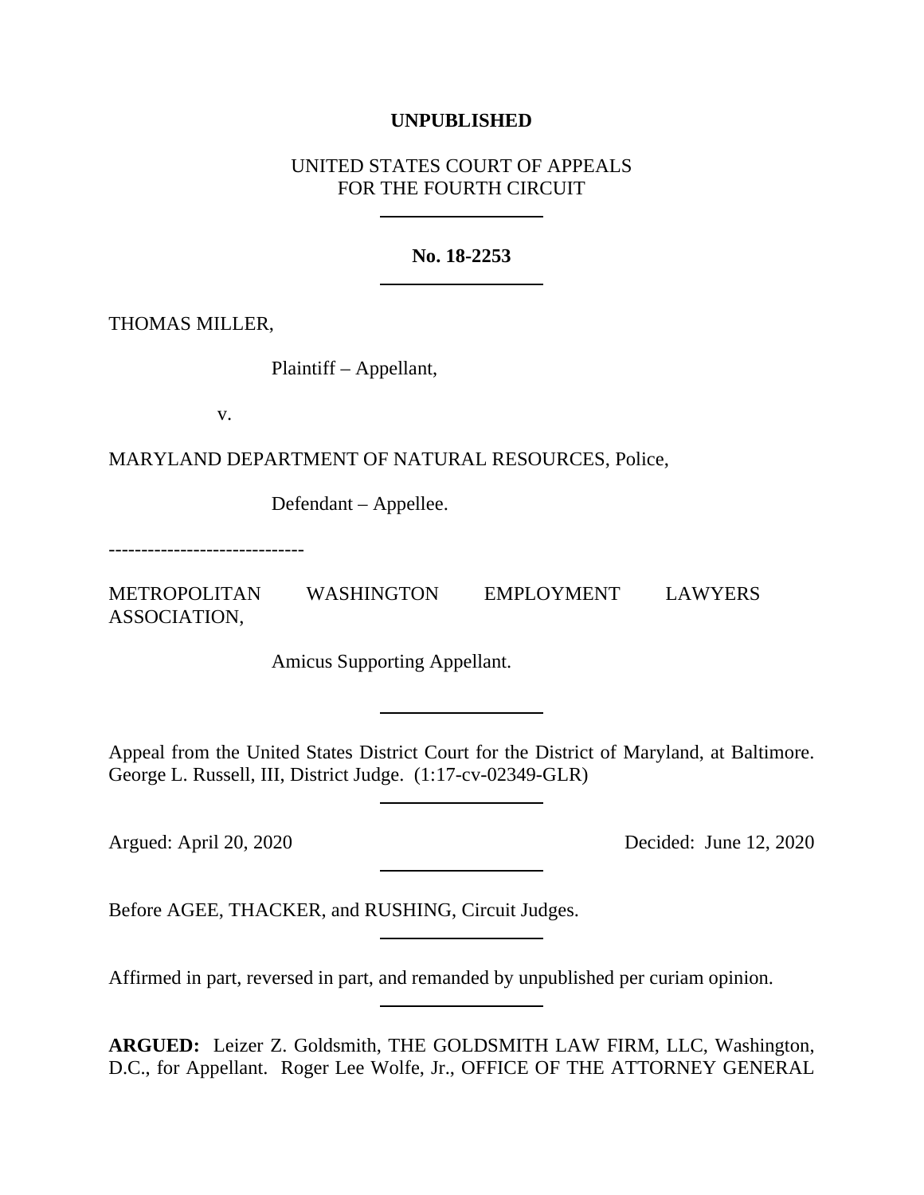**UNPUBLISHED**

UNITED STATES COURT OF APPEALS
FOR THE FOURTH CIRCUIT

---

**No. 18-2253**

---

THOMAS MILLER,

Plaintiff – Appellant,

v.

MARYLAND DEPARTMENT OF NATURAL RESOURCES, Police,

Defendant – Appellee.

------------------------------

METROPOLITAN WASHINGTON EMPLOYMENT LAWYERS ASSOCIATION,

Amicus Supporting Appellant.

---

Appeal from the United States District Court for the District of Maryland, at Baltimore. George L. Russell, III, District Judge. (1:17-cv-02349-GLR)

---

Argued: April 20, 2020 Decided: June 12, 2020

---

Before AGEE, THACKER, and RUSHING, Circuit Judges.

---

Affirmed in part, reversed in part, and remanded by unpublished per curiam opinion.

---

**ARGUED:** Leizer Z. Goldsmith, THE GOLDSMITH LAW FIRM, LLC, Washington, D.C., for Appellant. Roger Lee Wolfe, Jr., OFFICE OF THE ATTORNEY GENERAL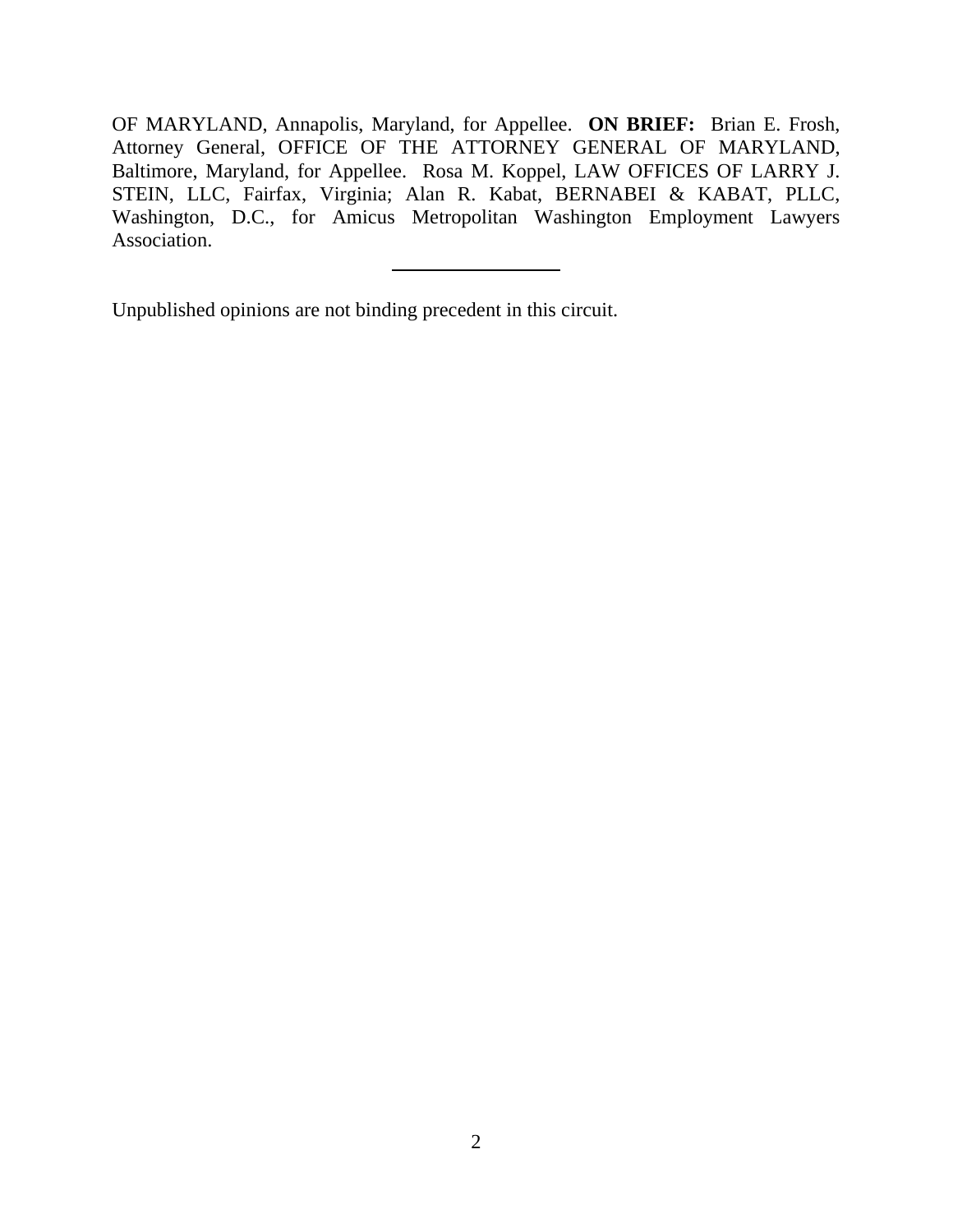OF MARYLAND, Annapolis, Maryland, for Appellee. **ON BRIEF:** Brian E. Frosh, Attorney General, OFFICE OF THE ATTORNEY GENERAL OF MARYLAND, Baltimore, Maryland, for Appellee. Rosa M. Koppel, LAW OFFICES OF LARRY J. STEIN, LLC, Fairfax, Virginia; Alan R. Kabat, BERNABEI & KABAT, PLLC, Washington, D.C., for Amicus Metropolitan Washington Employment Lawyers Association.

---

Unpublished opinions are not binding precedent in this circuit.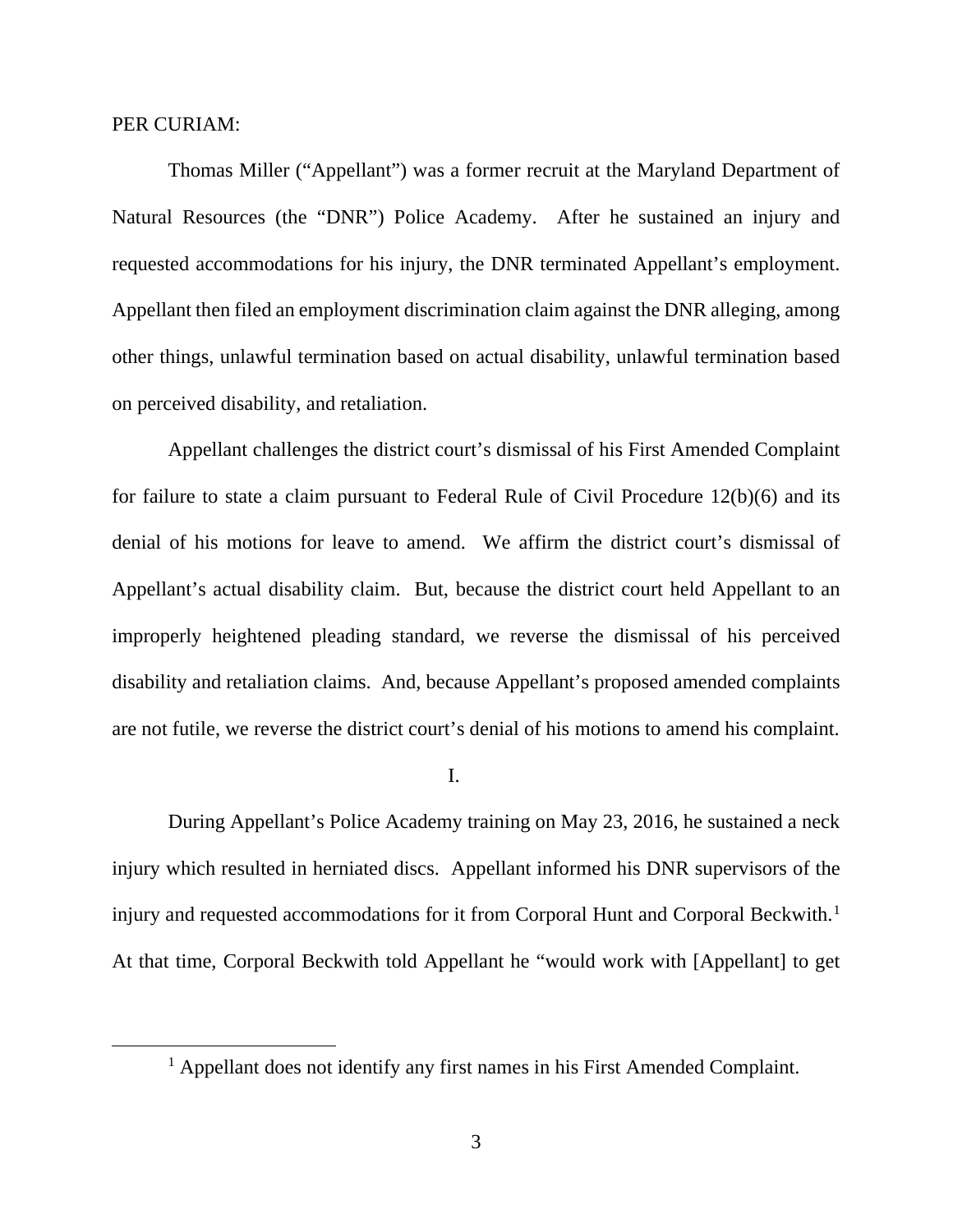PER CURIAM:

Thomas Miller ("Appellant") was a former recruit at the Maryland Department of Natural Resources (the "DNR") Police Academy. After he sustained an injury and requested accommodations for his injury, the DNR terminated Appellant's employment. Appellant then filed an employment discrimination claim against the DNR alleging, among other things, unlawful termination based on actual disability, unlawful termination based on perceived disability, and retaliation.

Appellant challenges the district court's dismissal of his First Amended Complaint for failure to state a claim pursuant to Federal Rule of Civil Procedure 12(b)(6) and its denial of his motions for leave to amend. We affirm the district court's dismissal of Appellant's actual disability claim. But, because the district court held Appellant to an improperly heightened pleading standard, we reverse the dismissal of his perceived disability and retaliation claims. And, because Appellant's proposed amended complaints are not futile, we reverse the district court's denial of his motions to amend his complaint.

I.

During Appellant's Police Academy training on May 23, 2016, he sustained a neck injury which resulted in herniated discs. Appellant informed his DNR supervisors of the injury and requested accommodations for it from Corporal Hunt and Corporal Beckwith.[1] At that time, Corporal Beckwith told Appellant he "would work with [Appellant] to get

[1] Appellant does not identify any first names in his First Amended Complaint.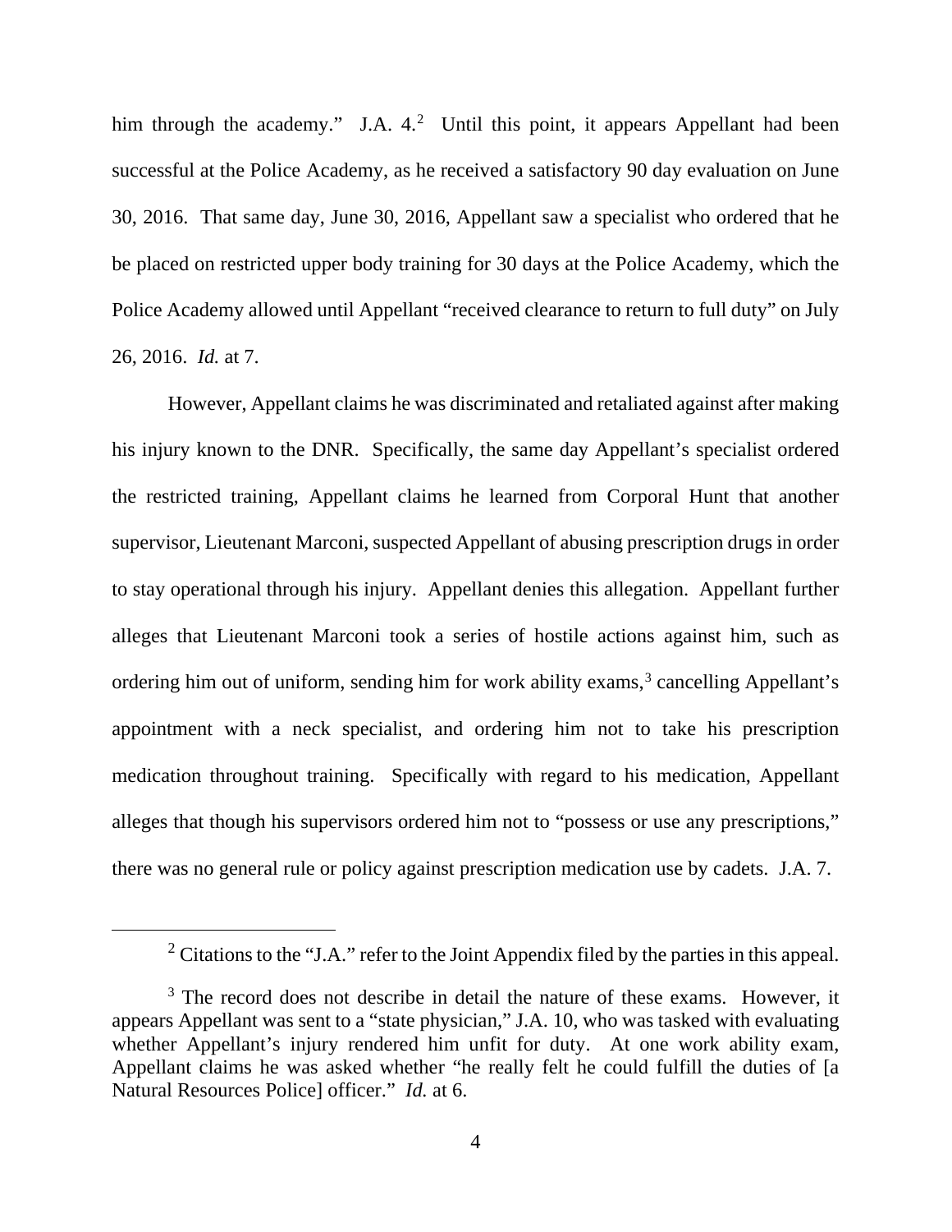him through the academy." J.A. 4.[2] Until this point, it appears Appellant had been successful at the Police Academy, as he received a satisfactory 90 day evaluation on June 30, 2016. That same day, June 30, 2016, Appellant saw a specialist who ordered that he be placed on restricted upper body training for 30 days at the Police Academy, which the Police Academy allowed until Appellant "received clearance to return to full duty" on July 26, 2016. *Id.* at 7.

However, Appellant claims he was discriminated and retaliated against after making his injury known to the DNR. Specifically, the same day Appellant's specialist ordered the restricted training, Appellant claims he learned from Corporal Hunt that another supervisor, Lieutenant Marconi, suspected Appellant of abusing prescription drugs in order to stay operational through his injury. Appellant denies this allegation. Appellant further alleges that Lieutenant Marconi took a series of hostile actions against him, such as ordering him out of uniform, sending him for work ability exams,[3] cancelling Appellant's appointment with a neck specialist, and ordering him not to take his prescription medication throughout training. Specifically with regard to his medication, Appellant alleges that though his supervisors ordered him not to "possess or use any prescriptions," there was no general rule or policy against prescription medication use by cadets. J.A. 7.

---

[2] Citations to the "J.A." refer to the Joint Appendix filed by the parties in this appeal.

[3] The record does not describe in detail the nature of these exams. However, it appears Appellant was sent to a "state physician," J.A. 10, who was tasked with evaluating whether Appellant's injury rendered him unfit for duty. At one work ability exam, Appellant claims he was asked whether "he really felt he could fulfill the duties of [a Natural Resources Police] officer." *Id.* at 6.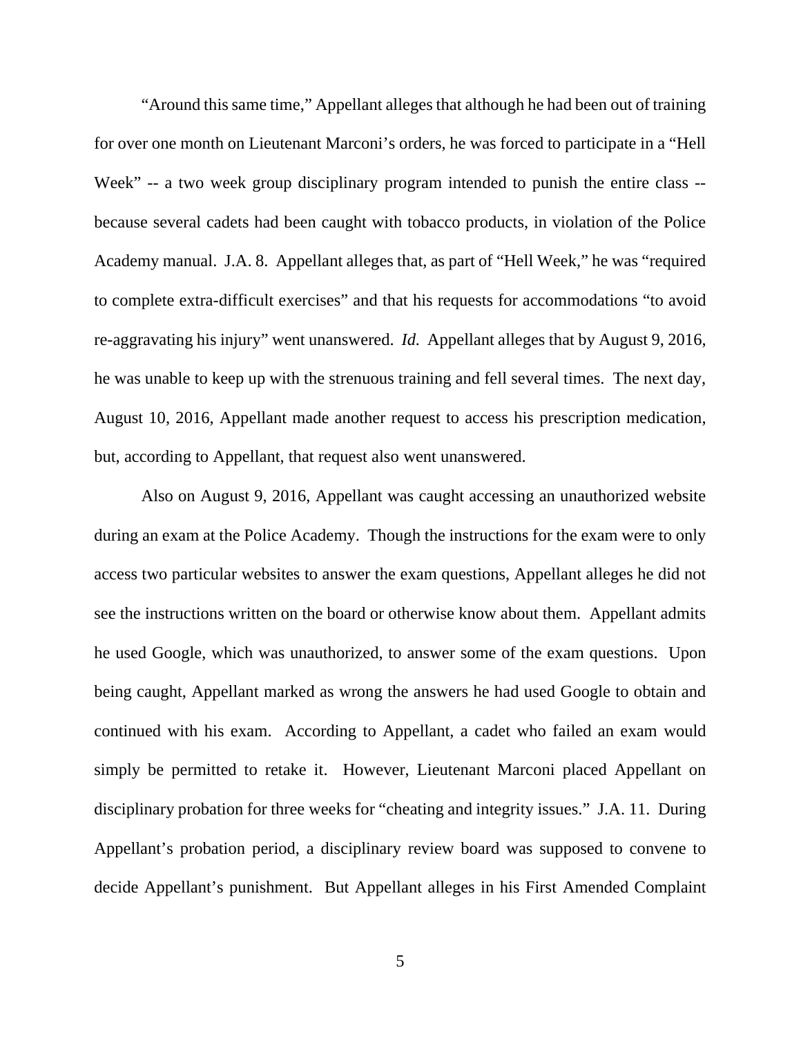"Around this same time," Appellant alleges that although he had been out of training for over one month on Lieutenant Marconi's orders, he was forced to participate in a "Hell Week" -- a two week group disciplinary program intended to punish the entire class -- because several cadets had been caught with tobacco products, in violation of the Police Academy manual. J.A. 8. Appellant alleges that, as part of "Hell Week," he was "required to complete extra-difficult exercises" and that his requests for accommodations "to avoid re-aggravating his injury" went unanswered. *Id.* Appellant alleges that by August 9, 2016, he was unable to keep up with the strenuous training and fell several times. The next day, August 10, 2016, Appellant made another request to access his prescription medication, but, according to Appellant, that request also went unanswered.

Also on August 9, 2016, Appellant was caught accessing an unauthorized website during an exam at the Police Academy. Though the instructions for the exam were to only access two particular websites to answer the exam questions, Appellant alleges he did not see the instructions written on the board or otherwise know about them. Appellant admits he used Google, which was unauthorized, to answer some of the exam questions. Upon being caught, Appellant marked as wrong the answers he had used Google to obtain and continued with his exam. According to Appellant, a cadet who failed an exam would simply be permitted to retake it. However, Lieutenant Marconi placed Appellant on disciplinary probation for three weeks for "cheating and integrity issues." J.A. 11. During Appellant's probation period, a disciplinary review board was supposed to convene to decide Appellant's punishment. But Appellant alleges in his First Amended Complaint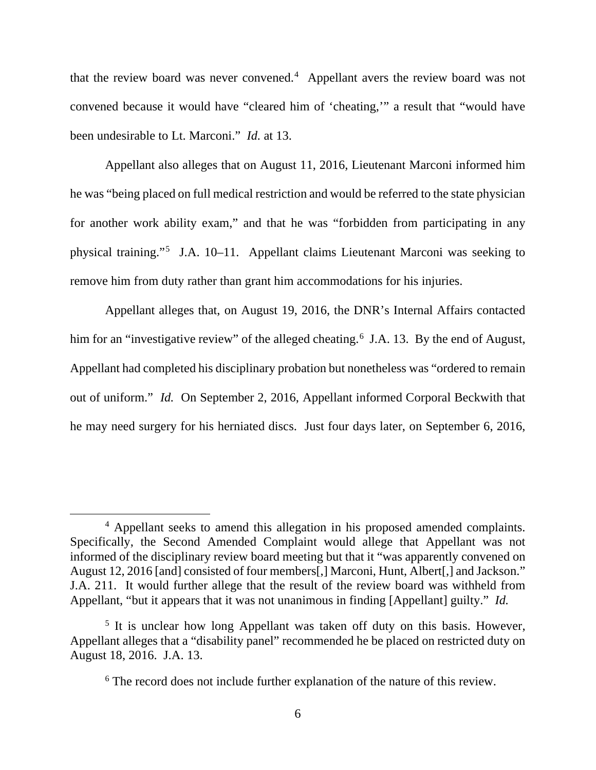that the review board was never convened.[4] Appellant avers the review board was not convened because it would have "cleared him of 'cheating,'" a result that "would have been undesirable to Lt. Marconi." *Id.* at 13.

Appellant also alleges that on August 11, 2016, Lieutenant Marconi informed him he was "being placed on full medical restriction and would be referred to the state physician for another work ability exam," and that he was "forbidden from participating in any physical training."[5] J.A. 10–11. Appellant claims Lieutenant Marconi was seeking to remove him from duty rather than grant him accommodations for his injuries.

Appellant alleges that, on August 19, 2016, the DNR's Internal Affairs contacted him for an "investigative review" of the alleged cheating.[6] J.A. 13. By the end of August, Appellant had completed his disciplinary probation but nonetheless was "ordered to remain out of uniform." *Id.* On September 2, 2016, Appellant informed Corporal Beckwith that he may need surgery for his herniated discs. Just four days later, on September 6, 2016,

---

[4] Appellant seeks to amend this allegation in his proposed amended complaints. Specifically, the Second Amended Complaint would allege that Appellant was not informed of the disciplinary review board meeting but that it "was apparently convened on August 12, 2016 [and] consisted of four members[,] Marconi, Hunt, Albert[,] and Jackson." J.A. 211. It would further allege that the result of the review board was withheld from Appellant, "but it appears that it was not unanimous in finding [Appellant] guilty." *Id.*

[5] It is unclear how long Appellant was taken off duty on this basis. However, Appellant alleges that a "disability panel" recommended he be placed on restricted duty on August 18, 2016. J.A. 13.

[6] The record does not include further explanation of the nature of this review.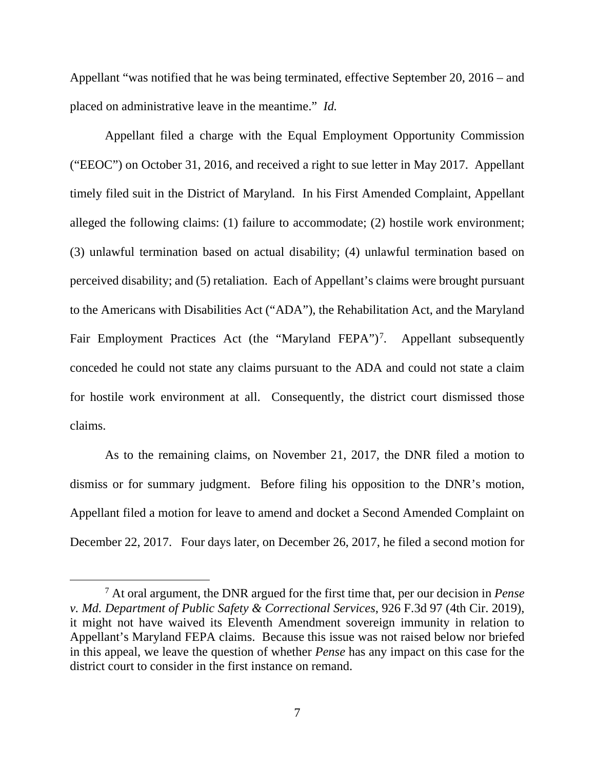Appellant "was notified that he was being terminated, effective September 20, 2016 – and placed on administrative leave in the meantime." *Id.*

Appellant filed a charge with the Equal Employment Opportunity Commission ("EEOC") on October 31, 2016, and received a right to sue letter in May 2017. Appellant timely filed suit in the District of Maryland. In his First Amended Complaint, Appellant alleged the following claims: (1) failure to accommodate; (2) hostile work environment; (3) unlawful termination based on actual disability; (4) unlawful termination based on perceived disability; and (5) retaliation. Each of Appellant's claims were brought pursuant to the Americans with Disabilities Act ("ADA"), the Rehabilitation Act, and the Maryland Fair Employment Practices Act (the "Maryland FEPA")[7]. Appellant subsequently conceded he could not state any claims pursuant to the ADA and could not state a claim for hostile work environment at all. Consequently, the district court dismissed those claims.

As to the remaining claims, on November 21, 2017, the DNR filed a motion to dismiss or for summary judgment. Before filing his opposition to the DNR's motion, Appellant filed a motion for leave to amend and docket a Second Amended Complaint on December 22, 2017. Four days later, on December 26, 2017, he filed a second motion for

---

[7] At oral argument, the DNR argued for the first time that, per our decision in *Pense v. Md. Department of Public Safety & Correctional Services*, 926 F.3d 97 (4th Cir. 2019), it might not have waived its Eleventh Amendment sovereign immunity in relation to Appellant's Maryland FEPA claims. Because this issue was not raised below nor briefed in this appeal, we leave the question of whether *Pense* has any impact on this case for the district court to consider in the first instance on remand.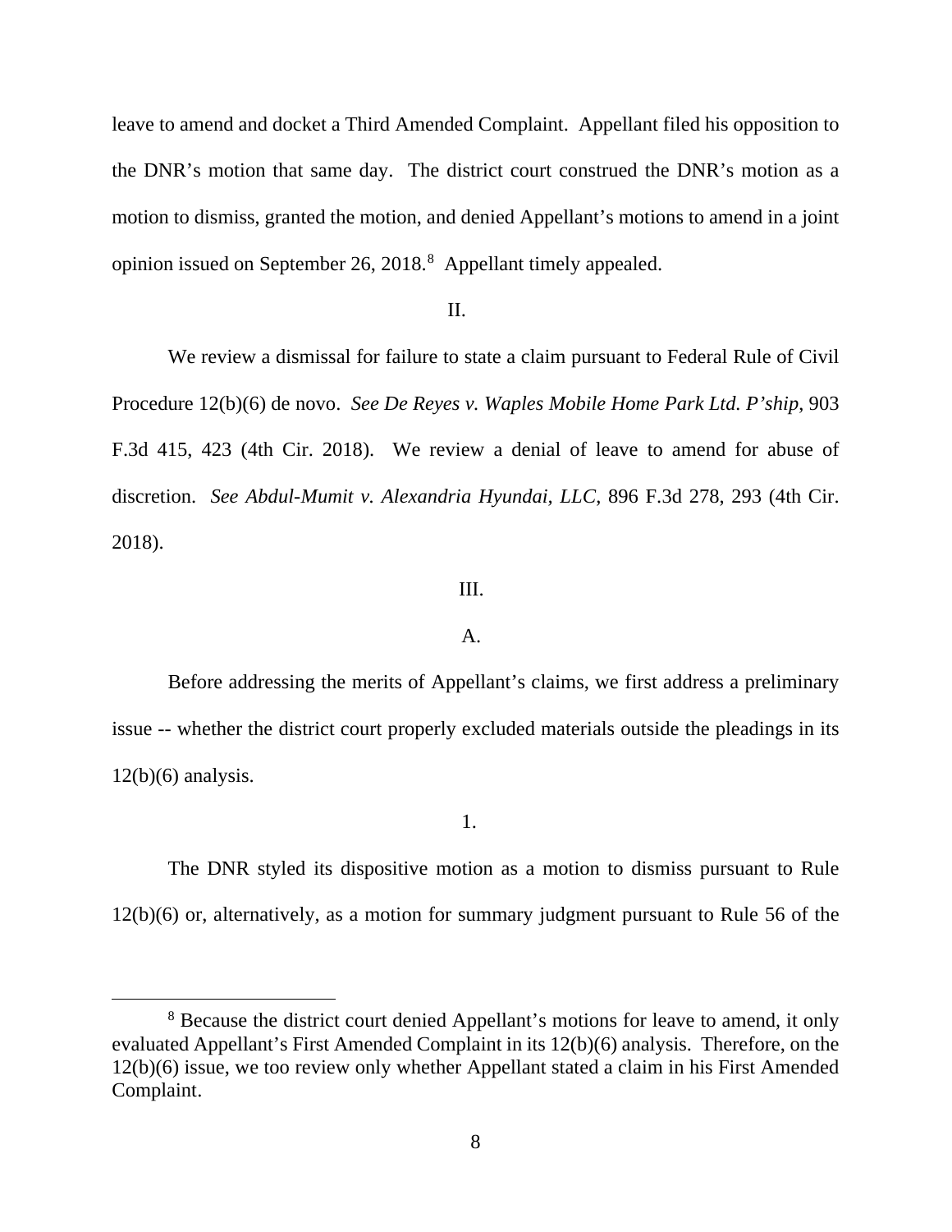leave to amend and docket a Third Amended Complaint. Appellant filed his opposition to the DNR's motion that same day. The district court construed the DNR's motion as a motion to dismiss, granted the motion, and denied Appellant's motions to amend in a joint opinion issued on September 26, 2018.[8] Appellant timely appealed.

## II.

We review a dismissal for failure to state a claim pursuant to Federal Rule of Civil Procedure 12(b)(6) de novo. *See De Reyes v. Waples Mobile Home Park Ltd. P'ship*, 903 F.3d 415, 423 (4th Cir. 2018). We review a denial of leave to amend for abuse of discretion. *See Abdul-Mumit v. Alexandria Hyundai, LLC*, 896 F.3d 278, 293 (4th Cir. 2018).

## III.

### A.

Before addressing the merits of Appellant's claims, we first address a preliminary issue -- whether the district court properly excluded materials outside the pleadings in its 12(b)(6) analysis.

#### 1.

The DNR styled its dispositive motion as a motion to dismiss pursuant to Rule 12(b)(6) or, alternatively, as a motion for summary judgment pursuant to Rule 56 of the

---

[8] Because the district court denied Appellant's motions for leave to amend, it only evaluated Appellant's First Amended Complaint in its 12(b)(6) analysis. Therefore, on the 12(b)(6) issue, we too review only whether Appellant stated a claim in his First Amended Complaint.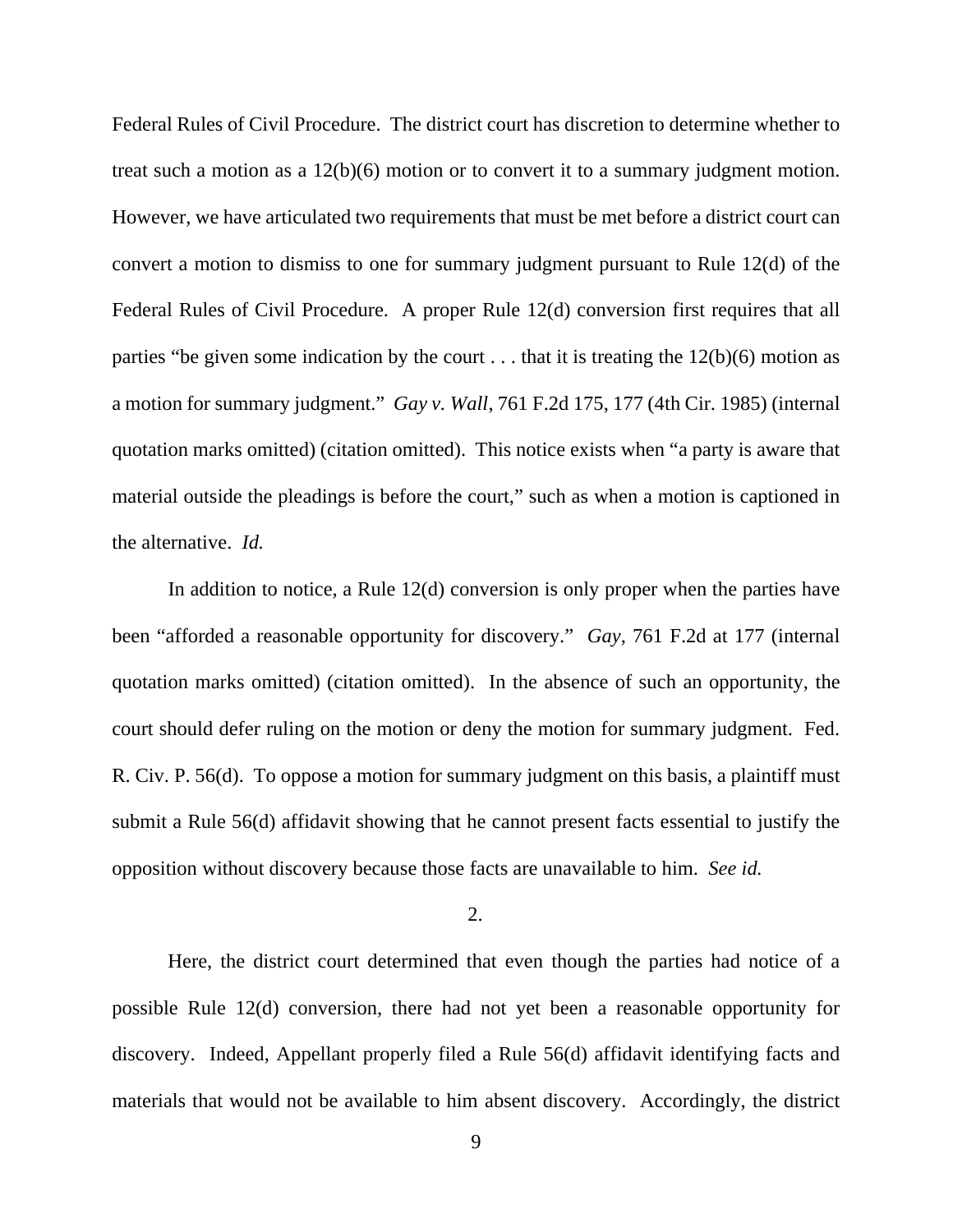Federal Rules of Civil Procedure. The district court has discretion to determine whether to treat such a motion as a 12(b)(6) motion or to convert it to a summary judgment motion. However, we have articulated two requirements that must be met before a district court can convert a motion to dismiss to one for summary judgment pursuant to Rule 12(d) of the Federal Rules of Civil Procedure. A proper Rule 12(d) conversion first requires that all parties "be given some indication by the court . . . that it is treating the 12(b)(6) motion as a motion for summary judgment." *Gay v. Wall*, 761 F.2d 175, 177 (4th Cir. 1985) (internal quotation marks omitted) (citation omitted). This notice exists when "a party is aware that material outside the pleadings is before the court," such as when a motion is captioned in the alternative. *Id.*

In addition to notice, a Rule 12(d) conversion is only proper when the parties have been "afforded a reasonable opportunity for discovery." *Gay*, 761 F.2d at 177 (internal quotation marks omitted) (citation omitted). In the absence of such an opportunity, the court should defer ruling on the motion or deny the motion for summary judgment. Fed. R. Civ. P. 56(d). To oppose a motion for summary judgment on this basis, a plaintiff must submit a Rule 56(d) affidavit showing that he cannot present facts essential to justify the opposition without discovery because those facts are unavailable to him. *See id.*

2.

Here, the district court determined that even though the parties had notice of a possible Rule 12(d) conversion, there had not yet been a reasonable opportunity for discovery. Indeed, Appellant properly filed a Rule 56(d) affidavit identifying facts and materials that would not be available to him absent discovery. Accordingly, the district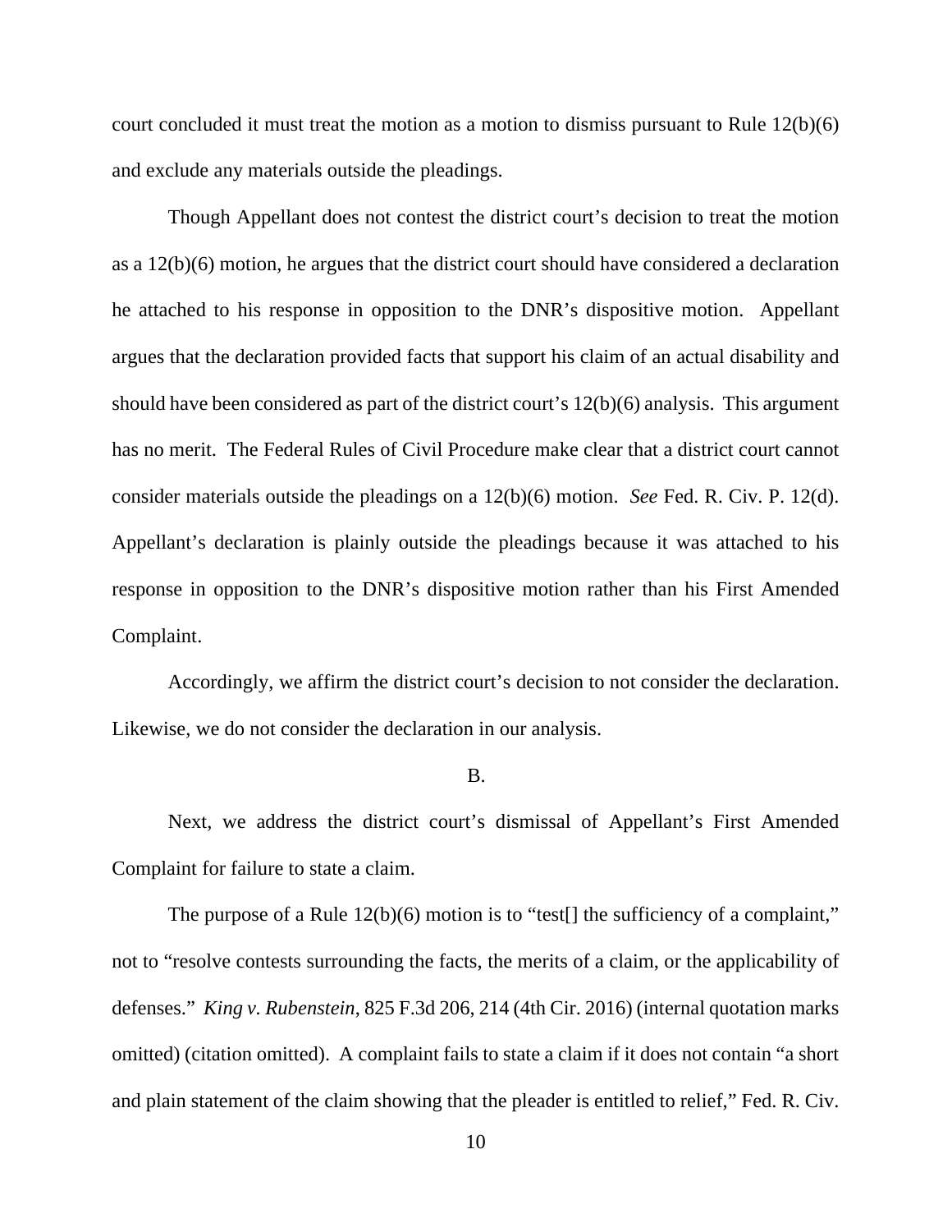court concluded it must treat the motion as a motion to dismiss pursuant to Rule 12(b)(6) and exclude any materials outside the pleadings.

Though Appellant does not contest the district court's decision to treat the motion as a 12(b)(6) motion, he argues that the district court should have considered a declaration he attached to his response in opposition to the DNR's dispositive motion. Appellant argues that the declaration provided facts that support his claim of an actual disability and should have been considered as part of the district court's 12(b)(6) analysis. This argument has no merit. The Federal Rules of Civil Procedure make clear that a district court cannot consider materials outside the pleadings on a 12(b)(6) motion. *See* Fed. R. Civ. P. 12(d). Appellant's declaration is plainly outside the pleadings because it was attached to his response in opposition to the DNR's dispositive motion rather than his First Amended Complaint.

Accordingly, we affirm the district court's decision to not consider the declaration. Likewise, we do not consider the declaration in our analysis.

B.

Next, we address the district court's dismissal of Appellant's First Amended Complaint for failure to state a claim.

The purpose of a Rule 12(b)(6) motion is to "test[] the sufficiency of a complaint," not to "resolve contests surrounding the facts, the merits of a claim, or the applicability of defenses." *King v. Rubenstein*, 825 F.3d 206, 214 (4th Cir. 2016) (internal quotation marks omitted) (citation omitted). A complaint fails to state a claim if it does not contain "a short and plain statement of the claim showing that the pleader is entitled to relief," Fed. R. Civ.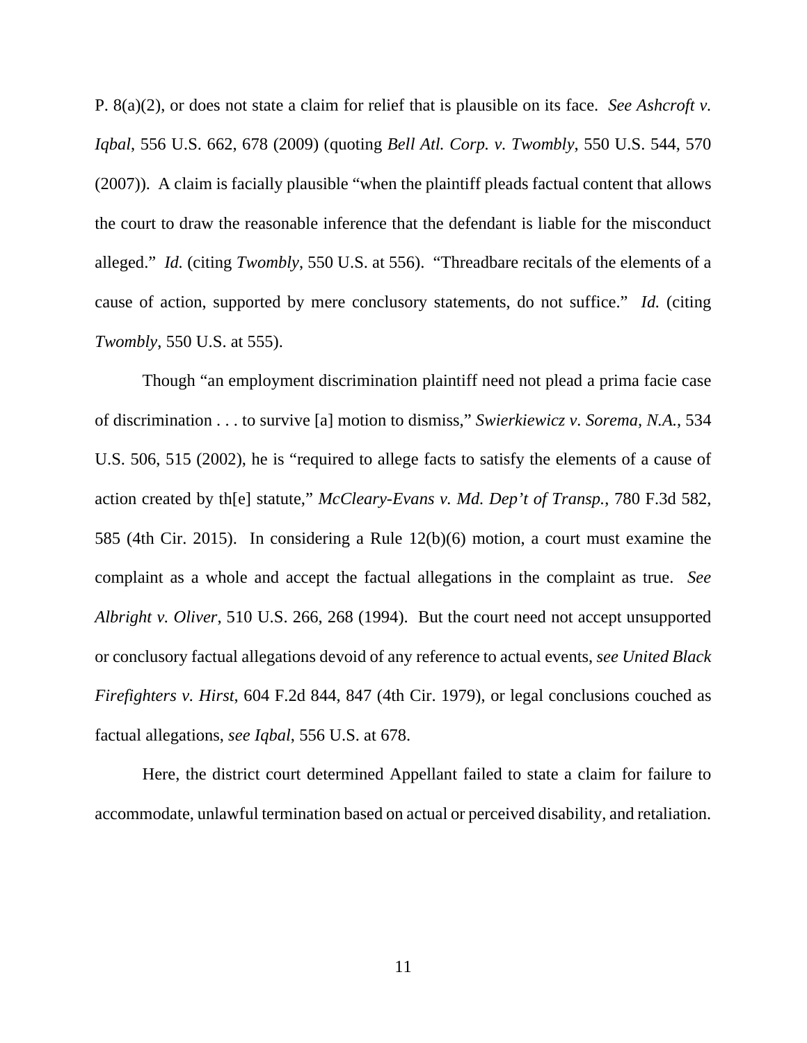P. 8(a)(2), or does not state a claim for relief that is plausible on its face. *See Ashcroft v. Iqbal*, 556 U.S. 662, 678 (2009) (quoting *Bell Atl. Corp. v. Twombly*, 550 U.S. 544, 570 (2007)). A claim is facially plausible "when the plaintiff pleads factual content that allows the court to draw the reasonable inference that the defendant is liable for the misconduct alleged." *Id.* (citing *Twombly*, 550 U.S. at 556). "Threadbare recitals of the elements of a cause of action, supported by mere conclusory statements, do not suffice." *Id.* (citing *Twombly*, 550 U.S. at 555).

Though "an employment discrimination plaintiff need not plead a prima facie case of discrimination . . . to survive [a] motion to dismiss," *Swierkiewicz v. Sorema, N.A.*, 534 U.S. 506, 515 (2002), he is "required to allege facts to satisfy the elements of a cause of action created by th[e] statute," *McCleary-Evans v. Md. Dep't of Transp.*, 780 F.3d 582, 585 (4th Cir. 2015). In considering a Rule 12(b)(6) motion, a court must examine the complaint as a whole and accept the factual allegations in the complaint as true. *See Albright v. Oliver*, 510 U.S. 266, 268 (1994). But the court need not accept unsupported or conclusory factual allegations devoid of any reference to actual events, *see United Black Firefighters v. Hirst*, 604 F.2d 844, 847 (4th Cir. 1979), or legal conclusions couched as factual allegations, *see Iqbal*, 556 U.S. at 678.

Here, the district court determined Appellant failed to state a claim for failure to accommodate, unlawful termination based on actual or perceived disability, and retaliation.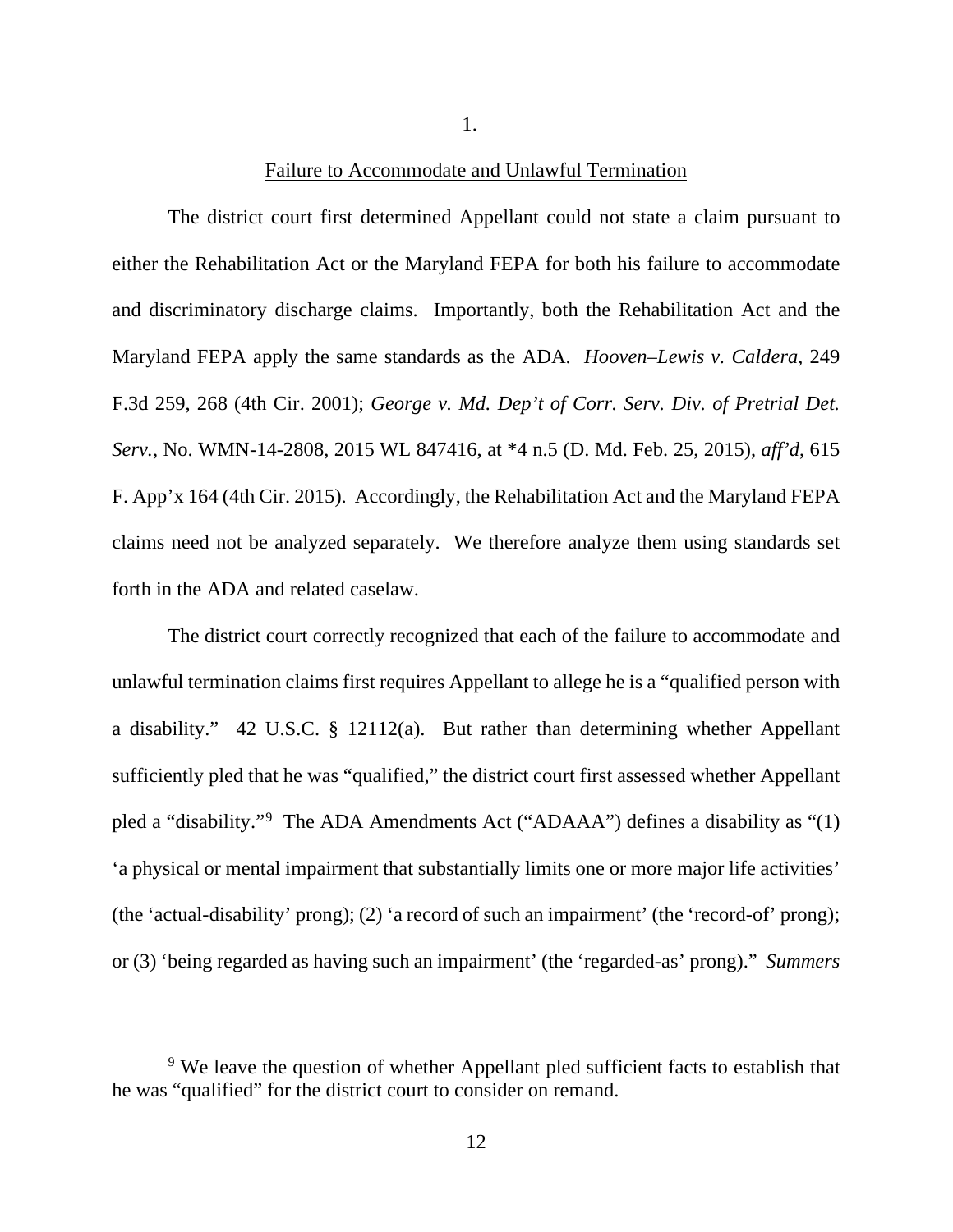1.

Failure to Accommodate and Unlawful Termination

The district court first determined Appellant could not state a claim pursuant to either the Rehabilitation Act or the Maryland FEPA for both his failure to accommodate and discriminatory discharge claims. Importantly, both the Rehabilitation Act and the Maryland FEPA apply the same standards as the ADA. *Hooven–Lewis v. Caldera*, 249 F.3d 259, 268 (4th Cir. 2001); *George v. Md. Dep't of Corr. Serv. Div. of Pretrial Det. Serv.*, No. WMN-14-2808, 2015 WL 847416, at *4 n.5 (D. Md. Feb. 25, 2015), *aff'd*, 615 F. App'x 164 (4th Cir. 2015). Accordingly, the Rehabilitation Act and the Maryland FEPA claims need not be analyzed separately. We therefore analyze them using standards set forth in the ADA and related caselaw.

The district court correctly recognized that each of the failure to accommodate and unlawful termination claims first requires Appellant to allege he is a "qualified person with a disability." 42 U.S.C. § 12112(a). But rather than determining whether Appellant sufficiently pled that he was "qualified," the district court first assessed whether Appellant pled a "disability."[9] The ADA Amendments Act ("ADAAA") defines a disability as "(1) 'a physical or mental impairment that substantially limits one or more major life activities' (the 'actual-disability' prong); (2) 'a record of such an impairment' (the 'record-of' prong); or (3) 'being regarded as having such an impairment' (the 'regarded-as' prong)." *Summers*

[9] We leave the question of whether Appellant pled sufficient facts to establish that he was "qualified" for the district court to consider on remand.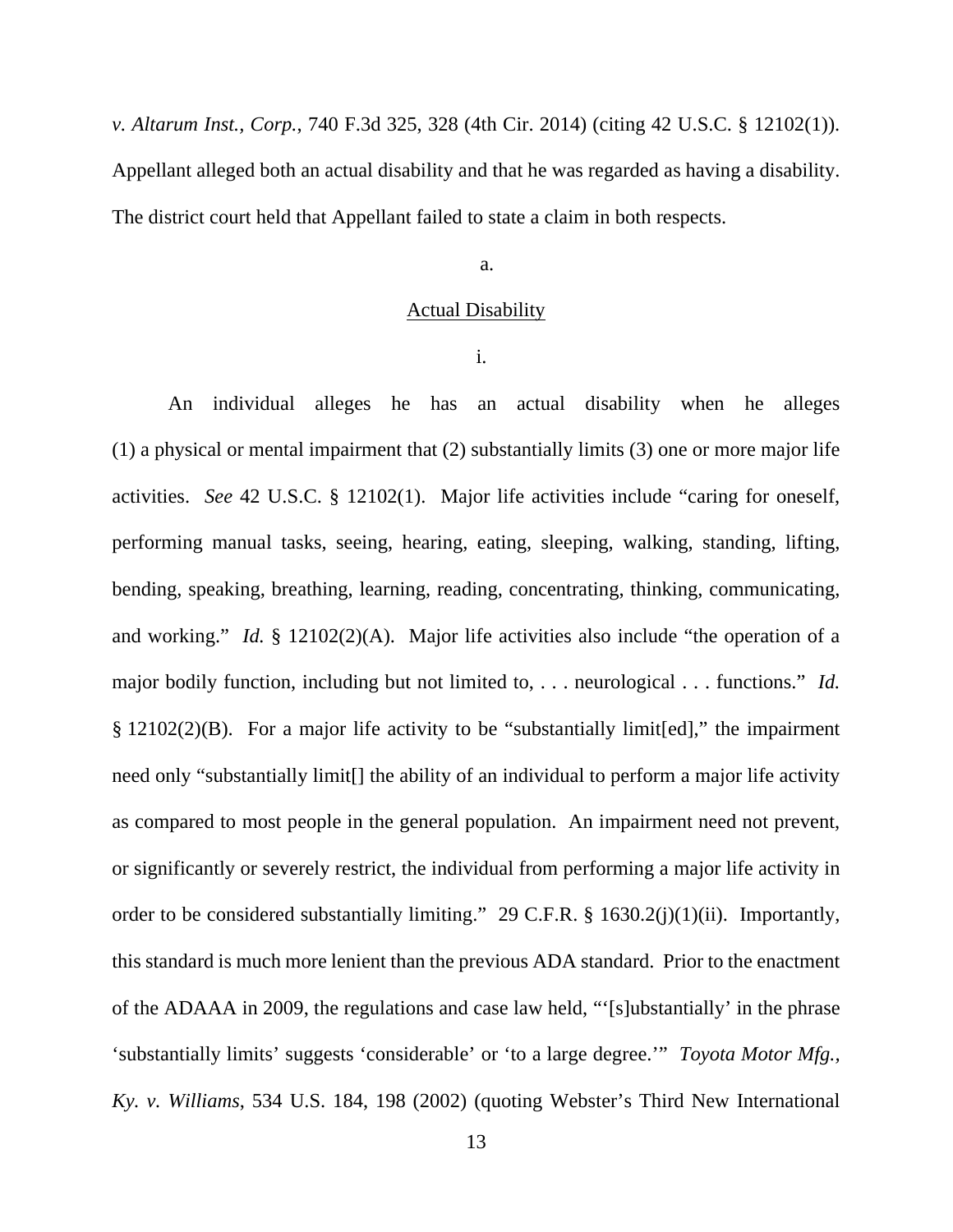*v. Altarum Inst., Corp.*, 740 F.3d 325, 328 (4th Cir. 2014) (citing 42 U.S.C. § 12102(1)). Appellant alleged both an actual disability and that he was regarded as having a disability. The district court held that Appellant failed to state a claim in both respects.

a.

Actual Disability

i.

An individual alleges he has an actual disability when he alleges (1) a physical or mental impairment that (2) substantially limits (3) one or more major life activities. *See* 42 U.S.C. § 12102(1). Major life activities include "caring for oneself, performing manual tasks, seeing, hearing, eating, sleeping, walking, standing, lifting, bending, speaking, breathing, learning, reading, concentrating, thinking, communicating, and working." *Id.* § 12102(2)(A). Major life activities also include "the operation of a major bodily function, including but not limited to, . . . neurological . . . functions." *Id.* § 12102(2)(B). For a major life activity to be "substantially limit[ed]," the impairment need only "substantially limit[] the ability of an individual to perform a major life activity as compared to most people in the general population. An impairment need not prevent, or significantly or severely restrict, the individual from performing a major life activity in order to be considered substantially limiting." 29 C.F.R. § 1630.2(j)(1)(ii). Importantly, this standard is much more lenient than the previous ADA standard. Prior to the enactment of the ADAAA in 2009, the regulations and case law held, "'[s]ubstantially' in the phrase 'substantially limits' suggests 'considerable' or 'to a large degree.'" *Toyota Motor Mfg., Ky. v. Williams*, 534 U.S. 184, 198 (2002) (quoting Webster's Third New International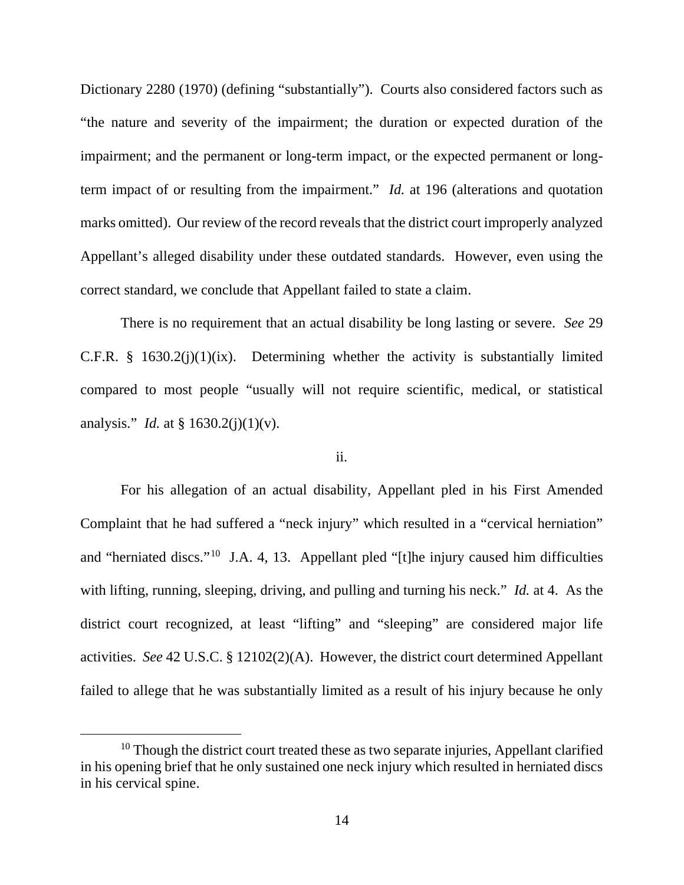Dictionary 2280 (1970) (defining "substantially"). Courts also considered factors such as "the nature and severity of the impairment; the duration or expected duration of the impairment; and the permanent or long-term impact, or the expected permanent or long-term impact of or resulting from the impairment." *Id.* at 196 (alterations and quotation marks omitted). Our review of the record reveals that the district court improperly analyzed Appellant's alleged disability under these outdated standards. However, even using the correct standard, we conclude that Appellant failed to state a claim.

There is no requirement that an actual disability be long lasting or severe. *See* 29 C.F.R. § 1630.2(j)(1)(ix). Determining whether the activity is substantially limited compared to most people "usually will not require scientific, medical, or statistical analysis." *Id.* at § 1630.2(j)(1)(v).

ii.

For his allegation of an actual disability, Appellant pled in his First Amended Complaint that he had suffered a "neck injury" which resulted in a "cervical herniation" and "herniated discs."[10] J.A. 4, 13. Appellant pled "[t]he injury caused him difficulties with lifting, running, sleeping, driving, and pulling and turning his neck." *Id.* at 4. As the district court recognized, at least "lifting" and "sleeping" are considered major life activities. *See* 42 U.S.C. § 12102(2)(A). However, the district court determined Appellant failed to allege that he was substantially limited as a result of his injury because he only

[10] Though the district court treated these as two separate injuries, Appellant clarified in his opening brief that he only sustained one neck injury which resulted in herniated discs in his cervical spine.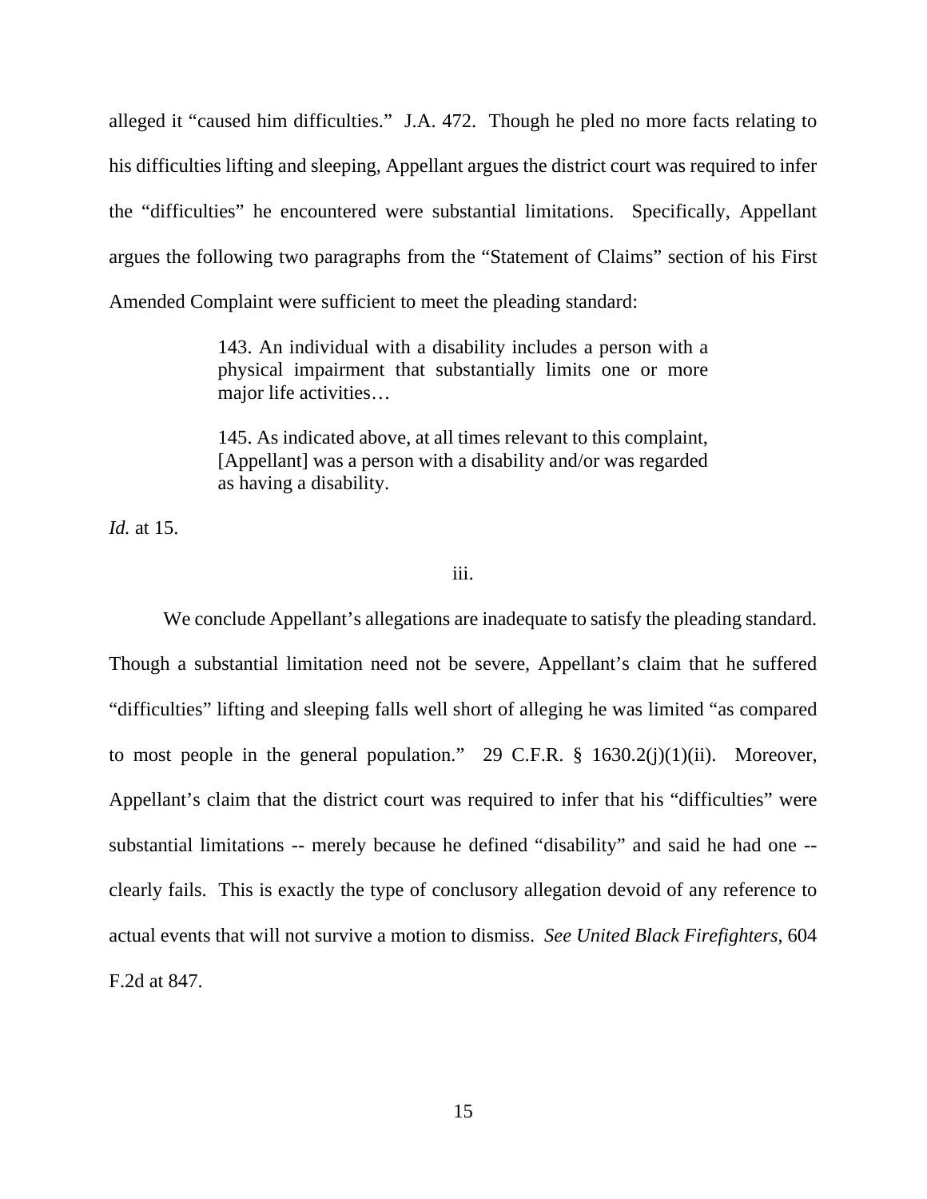alleged it "caused him difficulties." J.A. 472. Though he pled no more facts relating to his difficulties lifting and sleeping, Appellant argues the district court was required to infer the "difficulties" he encountered were substantial limitations. Specifically, Appellant argues the following two paragraphs from the "Statement of Claims" section of his First Amended Complaint were sufficient to meet the pleading standard:

> 143. An individual with a disability includes a person with a physical impairment that substantially limits one or more major life activities…
>
> 145. As indicated above, at all times relevant to this complaint, [Appellant] was a person with a disability and/or was regarded as having a disability.

*Id.* at 15.

iii.

We conclude Appellant's allegations are inadequate to satisfy the pleading standard. Though a substantial limitation need not be severe, Appellant's claim that he suffered "difficulties" lifting and sleeping falls well short of alleging he was limited "as compared to most people in the general population." 29 C.F.R. § 1630.2(j)(1)(ii). Moreover, Appellant's claim that the district court was required to infer that his "difficulties" were substantial limitations -- merely because he defined "disability" and said he had one -- clearly fails. This is exactly the type of conclusory allegation devoid of any reference to actual events that will not survive a motion to dismiss. *See United Black Firefighters*, 604 F.2d at 847.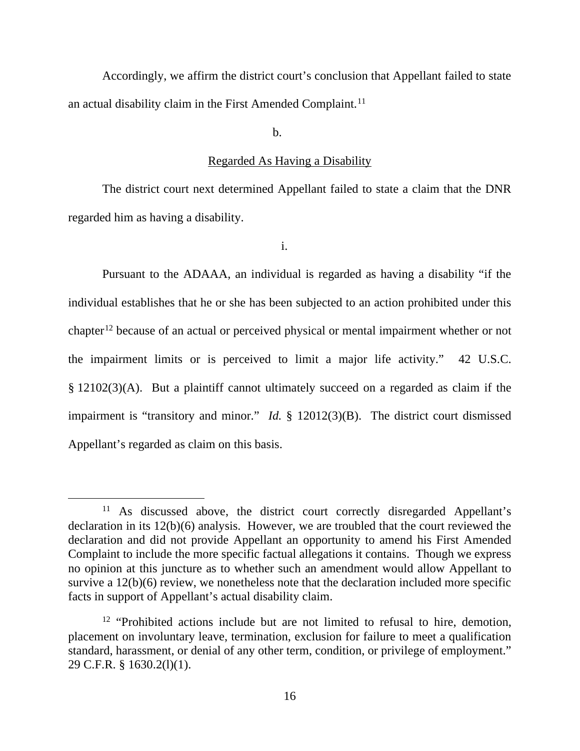Accordingly, we affirm the district court's conclusion that Appellant failed to state an actual disability claim in the First Amended Complaint.[11]

b.

Regarded As Having a Disability

The district court next determined Appellant failed to state a claim that the DNR regarded him as having a disability.

i.

Pursuant to the ADAAA, an individual is regarded as having a disability "if the individual establishes that he or she has been subjected to an action prohibited under this chapter[12] because of an actual or perceived physical or mental impairment whether or not the impairment limits or is perceived to limit a major life activity." 42 U.S.C. § 12102(3)(A). But a plaintiff cannot ultimately succeed on a regarded as claim if the impairment is "transitory and minor." *Id.* § 12012(3)(B). The district court dismissed Appellant's regarded as claim on this basis.

---

[11] As discussed above, the district court correctly disregarded Appellant's declaration in its 12(b)(6) analysis. However, we are troubled that the court reviewed the declaration and did not provide Appellant an opportunity to amend his First Amended Complaint to include the more specific factual allegations it contains. Though we express no opinion at this juncture as to whether such an amendment would allow Appellant to survive a 12(b)(6) review, we nonetheless note that the declaration included more specific facts in support of Appellant's actual disability claim.

[12] "Prohibited actions include but are not limited to refusal to hire, demotion, placement on involuntary leave, termination, exclusion for failure to meet a qualification standard, harassment, or denial of any other term, condition, or privilege of employment." 29 C.F.R. § 1630.2(l)(1).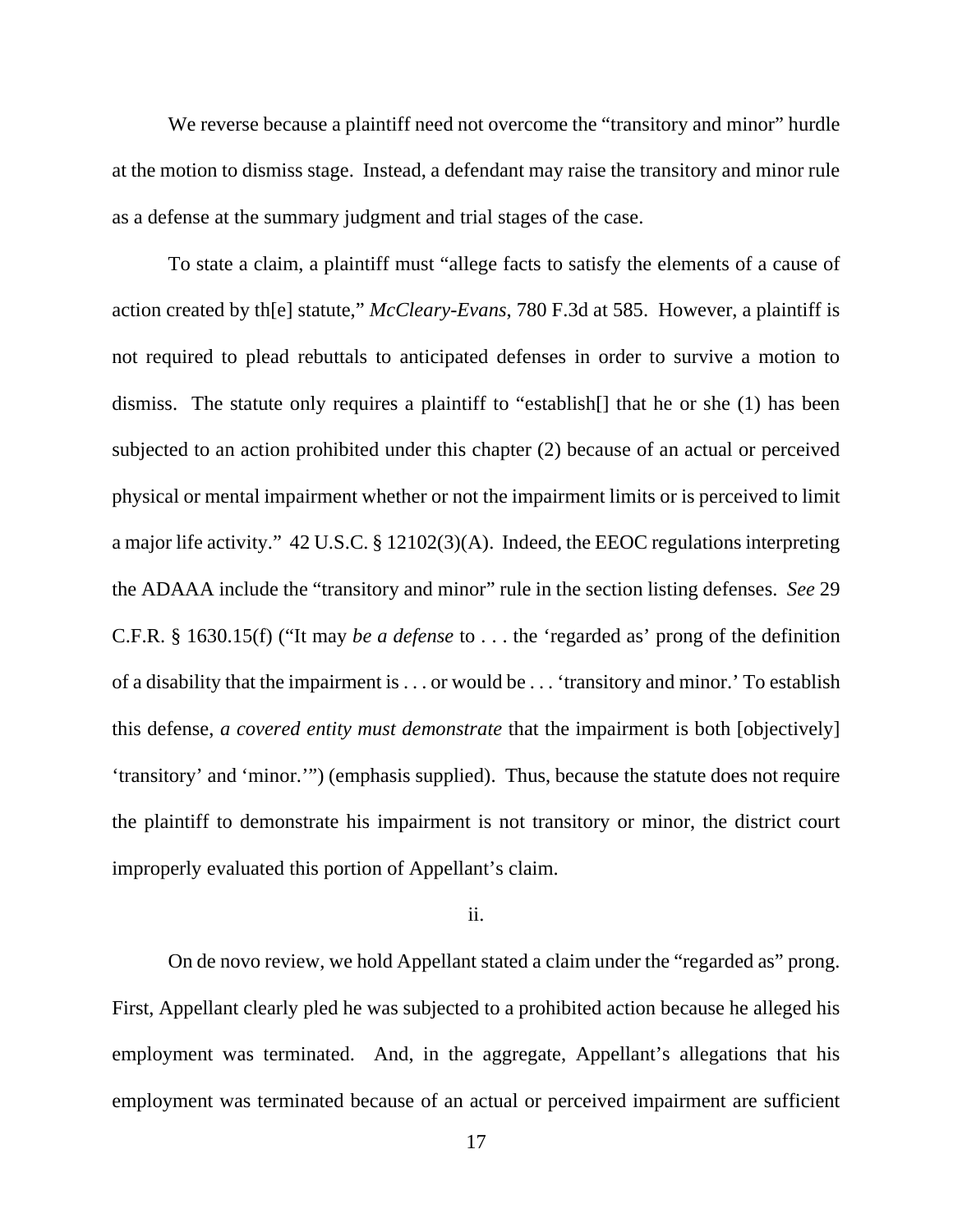We reverse because a plaintiff need not overcome the "transitory and minor" hurdle at the motion to dismiss stage. Instead, a defendant may raise the transitory and minor rule as a defense at the summary judgment and trial stages of the case.

To state a claim, a plaintiff must "allege facts to satisfy the elements of a cause of action created by th[e] statute," *McCleary-Evans*, 780 F.3d at 585. However, a plaintiff is not required to plead rebuttals to anticipated defenses in order to survive a motion to dismiss. The statute only requires a plaintiff to "establish[] that he or she (1) has been subjected to an action prohibited under this chapter (2) because of an actual or perceived physical or mental impairment whether or not the impairment limits or is perceived to limit a major life activity." 42 U.S.C. § 12102(3)(A). Indeed, the EEOC regulations interpreting the ADAAA include the "transitory and minor" rule in the section listing defenses. *See* 29 C.F.R. § 1630.15(f) ("It may *be a defense* to . . . the 'regarded as' prong of the definition of a disability that the impairment is . . . or would be . . . 'transitory and minor.' To establish this defense, *a covered entity must demonstrate* that the impairment is both [objectively] 'transitory' and 'minor.'") (emphasis supplied). Thus, because the statute does not require the plaintiff to demonstrate his impairment is not transitory or minor, the district court improperly evaluated this portion of Appellant's claim.

ii.

On de novo review, we hold Appellant stated a claim under the "regarded as" prong. First, Appellant clearly pled he was subjected to a prohibited action because he alleged his employment was terminated. And, in the aggregate, Appellant's allegations that his employment was terminated because of an actual or perceived impairment are sufficient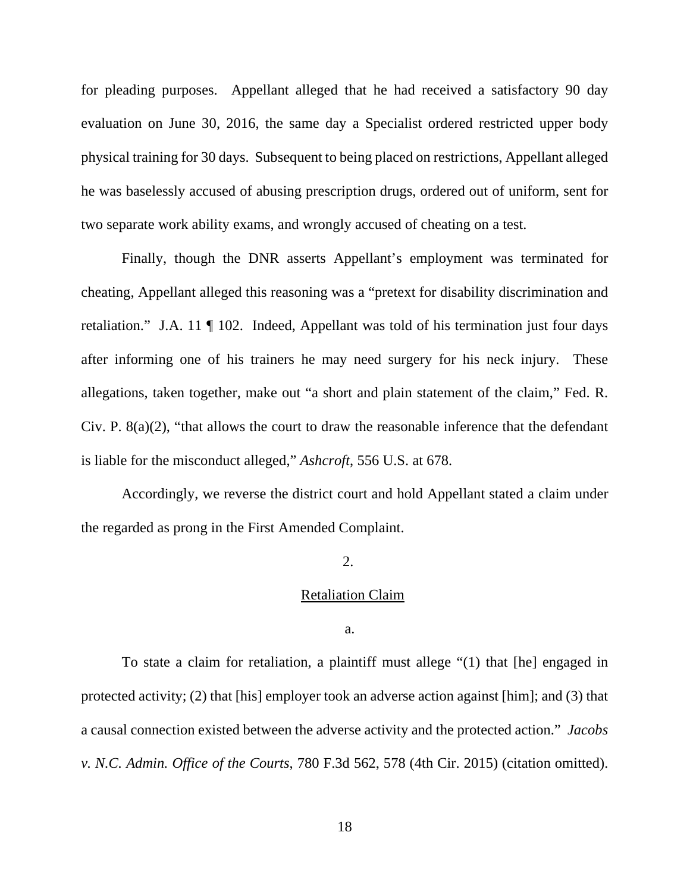for pleading purposes. Appellant alleged that he had received a satisfactory 90 day evaluation on June 30, 2016, the same day a Specialist ordered restricted upper body physical training for 30 days. Subsequent to being placed on restrictions, Appellant alleged he was baselessly accused of abusing prescription drugs, ordered out of uniform, sent for two separate work ability exams, and wrongly accused of cheating on a test.

Finally, though the DNR asserts Appellant's employment was terminated for cheating, Appellant alleged this reasoning was a "pretext for disability discrimination and retaliation." J.A. 11 ¶ 102. Indeed, Appellant was told of his termination just four days after informing one of his trainers he may need surgery for his neck injury. These allegations, taken together, make out "a short and plain statement of the claim," Fed. R. Civ. P. 8(a)(2), "that allows the court to draw the reasonable inference that the defendant is liable for the misconduct alleged," *Ashcroft*, 556 U.S. at 678.

Accordingly, we reverse the district court and hold Appellant stated a claim under the regarded as prong in the First Amended Complaint.

2.

Retaliation Claim

a.

To state a claim for retaliation, a plaintiff must allege "(1) that [he] engaged in protected activity; (2) that [his] employer took an adverse action against [him]; and (3) that a causal connection existed between the adverse activity and the protected action." *Jacobs v. N.C. Admin. Office of the Courts*, 780 F.3d 562, 578 (4th Cir. 2015) (citation omitted).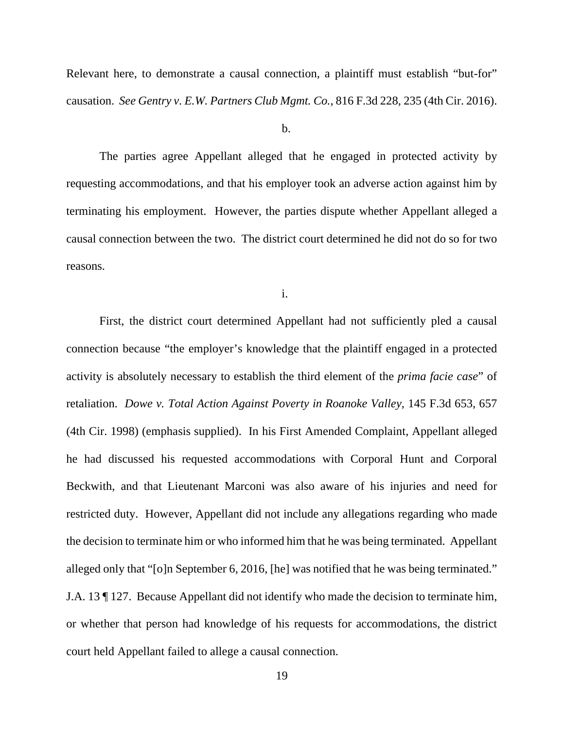Relevant here, to demonstrate a causal connection, a plaintiff must establish "but-for" causation. *See Gentry v. E.W. Partners Club Mgmt. Co.*, 816 F.3d 228, 235 (4th Cir. 2016).

b.

The parties agree Appellant alleged that he engaged in protected activity by requesting accommodations, and that his employer took an adverse action against him by terminating his employment. However, the parties dispute whether Appellant alleged a causal connection between the two. The district court determined he did not do so for two reasons.

i.

First, the district court determined Appellant had not sufficiently pled a causal connection because "the employer's knowledge that the plaintiff engaged in a protected activity is absolutely necessary to establish the third element of the *prima facie case*" of retaliation. *Dowe v. Total Action Against Poverty in Roanoke Valley*, 145 F.3d 653, 657 (4th Cir. 1998) (emphasis supplied). In his First Amended Complaint, Appellant alleged he had discussed his requested accommodations with Corporal Hunt and Corporal Beckwith, and that Lieutenant Marconi was also aware of his injuries and need for restricted duty. However, Appellant did not include any allegations regarding who made the decision to terminate him or who informed him that he was being terminated. Appellant alleged only that "[o]n September 6, 2016, [he] was notified that he was being terminated." J.A. 13 ¶ 127. Because Appellant did not identify who made the decision to terminate him, or whether that person had knowledge of his requests for accommodations, the district court held Appellant failed to allege a causal connection.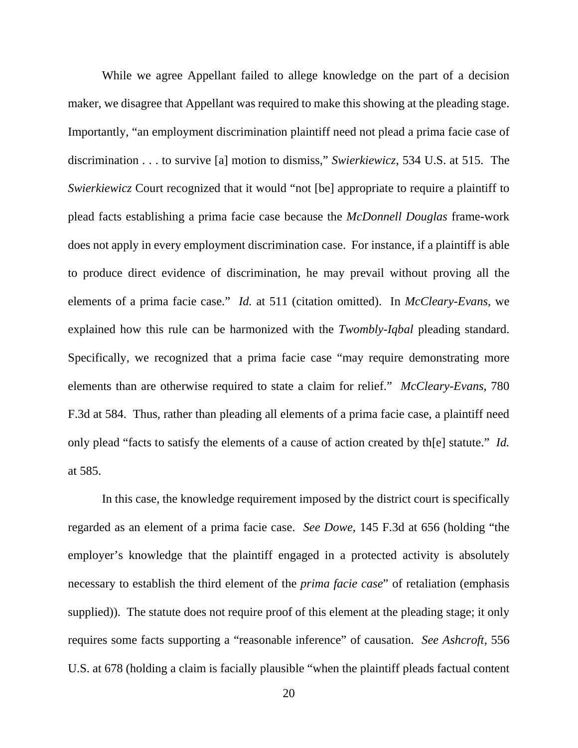While we agree Appellant failed to allege knowledge on the part of a decision maker, we disagree that Appellant was required to make this showing at the pleading stage. Importantly, "an employment discrimination plaintiff need not plead a prima facie case of discrimination . . . to survive [a] motion to dismiss," *Swierkiewicz*, 534 U.S. at 515. The *Swierkiewicz* Court recognized that it would "not [be] appropriate to require a plaintiff to plead facts establishing a prima facie case because the *McDonnell Douglas* frame-work does not apply in every employment discrimination case. For instance, if a plaintiff is able to produce direct evidence of discrimination, he may prevail without proving all the elements of a prima facie case." *Id.* at 511 (citation omitted). In *McCleary-Evans*, we explained how this rule can be harmonized with the *Twombly-Iqbal* pleading standard. Specifically, we recognized that a prima facie case "may require demonstrating more elements than are otherwise required to state a claim for relief." *McCleary-Evans*, 780 F.3d at 584. Thus, rather than pleading all elements of a prima facie case, a plaintiff need only plead "facts to satisfy the elements of a cause of action created by th[e] statute." *Id.* at 585.

In this case, the knowledge requirement imposed by the district court is specifically regarded as an element of a prima facie case. *See Dowe*, 145 F.3d at 656 (holding "the employer's knowledge that the plaintiff engaged in a protected activity is absolutely necessary to establish the third element of the *prima facie case*" of retaliation (emphasis supplied)). The statute does not require proof of this element at the pleading stage; it only requires some facts supporting a "reasonable inference" of causation. *See Ashcroft*, 556 U.S. at 678 (holding a claim is facially plausible "when the plaintiff pleads factual content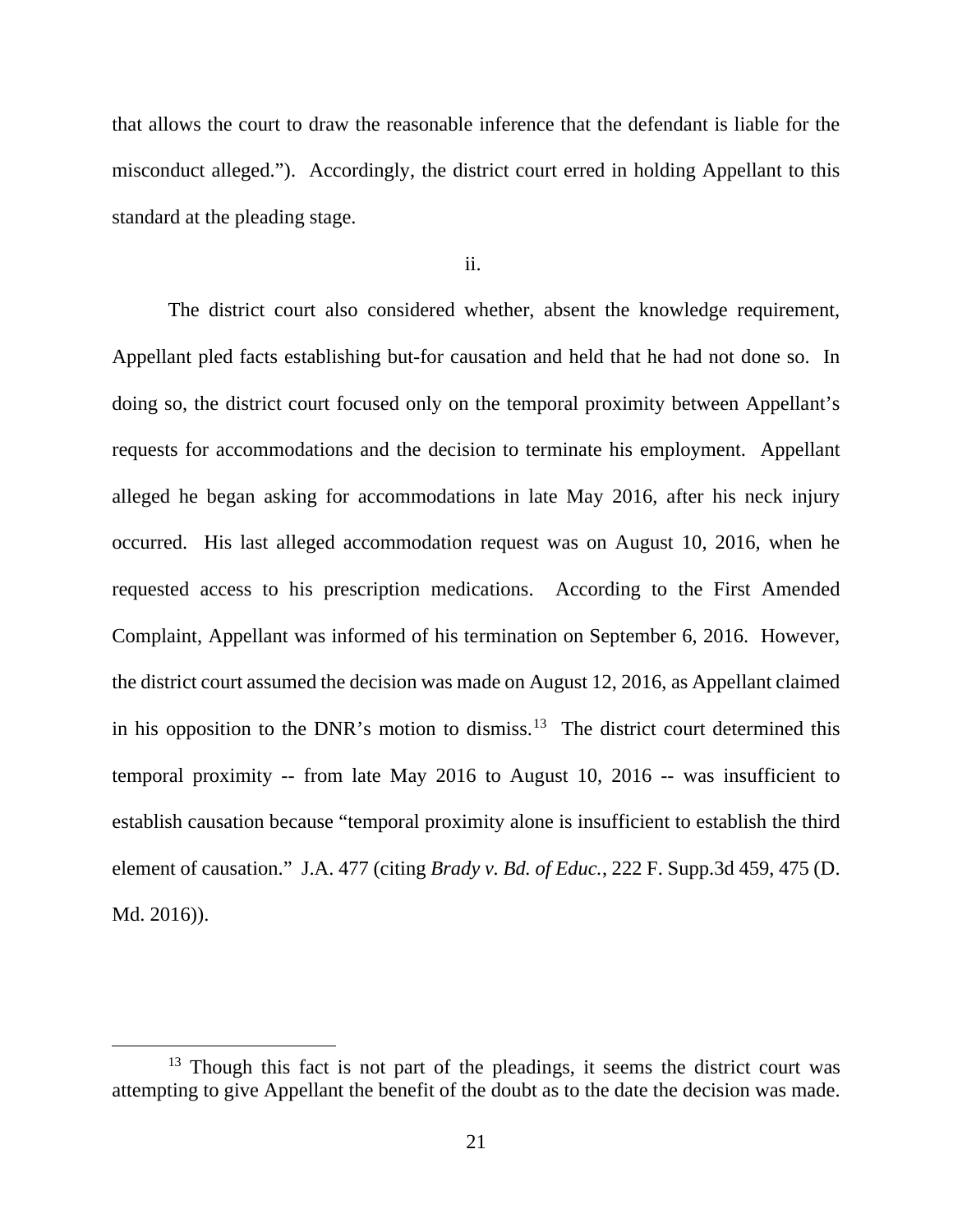that allows the court to draw the reasonable inference that the defendant is liable for the misconduct alleged."). Accordingly, the district court erred in holding Appellant to this standard at the pleading stage.

ii.

The district court also considered whether, absent the knowledge requirement, Appellant pled facts establishing but-for causation and held that he had not done so. In doing so, the district court focused only on the temporal proximity between Appellant's requests for accommodations and the decision to terminate his employment. Appellant alleged he began asking for accommodations in late May 2016, after his neck injury occurred. His last alleged accommodation request was on August 10, 2016, when he requested access to his prescription medications. According to the First Amended Complaint, Appellant was informed of his termination on September 6, 2016. However, the district court assumed the decision was made on August 12, 2016, as Appellant claimed in his opposition to the DNR's motion to dismiss.[13] The district court determined this temporal proximity -- from late May 2016 to August 10, 2016 -- was insufficient to establish causation because "temporal proximity alone is insufficient to establish the third element of causation." J.A. 477 (citing *Brady v. Bd. of Educ.*, 222 F. Supp.3d 459, 475 (D. Md. 2016)).

[13] Though this fact is not part of the pleadings, it seems the district court was attempting to give Appellant the benefit of the doubt as to the date the decision was made.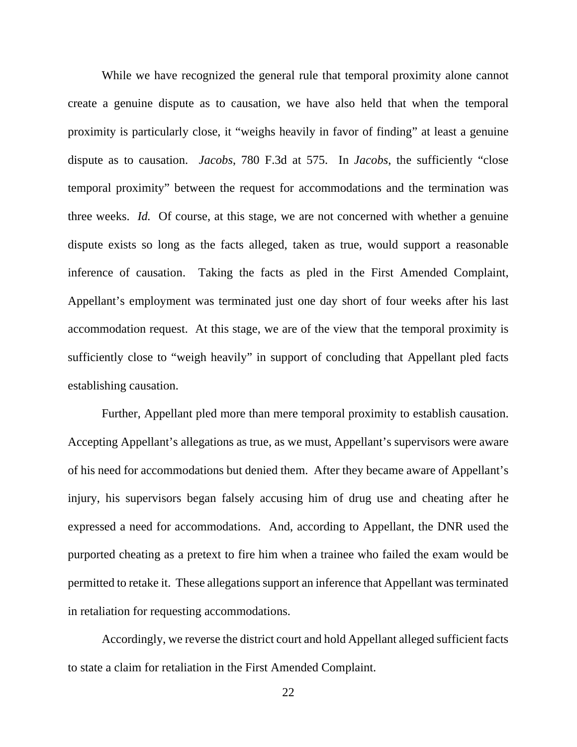While we have recognized the general rule that temporal proximity alone cannot create a genuine dispute as to causation, we have also held that when the temporal proximity is particularly close, it "weighs heavily in favor of finding" at least a genuine dispute as to causation. *Jacobs*, 780 F.3d at 575. In *Jacobs*, the sufficiently "close temporal proximity" between the request for accommodations and the termination was three weeks. *Id.* Of course, at this stage, we are not concerned with whether a genuine dispute exists so long as the facts alleged, taken as true, would support a reasonable inference of causation. Taking the facts as pled in the First Amended Complaint, Appellant's employment was terminated just one day short of four weeks after his last accommodation request. At this stage, we are of the view that the temporal proximity is sufficiently close to "weigh heavily" in support of concluding that Appellant pled facts establishing causation.

Further, Appellant pled more than mere temporal proximity to establish causation. Accepting Appellant's allegations as true, as we must, Appellant's supervisors were aware of his need for accommodations but denied them. After they became aware of Appellant's injury, his supervisors began falsely accusing him of drug use and cheating after he expressed a need for accommodations. And, according to Appellant, the DNR used the purported cheating as a pretext to fire him when a trainee who failed the exam would be permitted to retake it. These allegations support an inference that Appellant was terminated in retaliation for requesting accommodations.

Accordingly, we reverse the district court and hold Appellant alleged sufficient facts to state a claim for retaliation in the First Amended Complaint.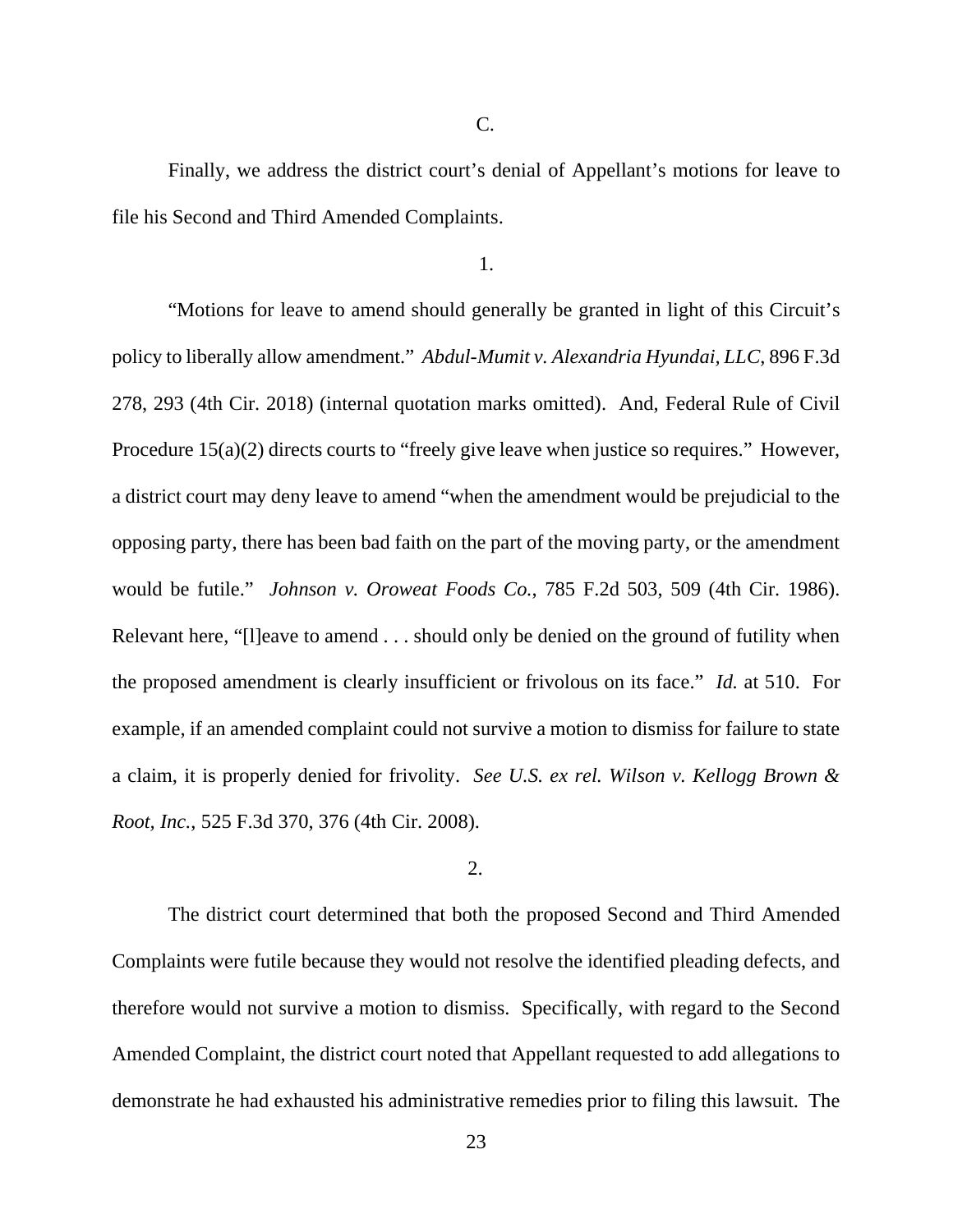C.

Finally, we address the district court's denial of Appellant's motions for leave to file his Second and Third Amended Complaints.

1.

"Motions for leave to amend should generally be granted in light of this Circuit's policy to liberally allow amendment." *Abdul-Mumit v. Alexandria Hyundai, LLC*, 896 F.3d 278, 293 (4th Cir. 2018) (internal quotation marks omitted). And, Federal Rule of Civil Procedure 15(a)(2) directs courts to "freely give leave when justice so requires." However, a district court may deny leave to amend "when the amendment would be prejudicial to the opposing party, there has been bad faith on the part of the moving party, or the amendment would be futile." *Johnson v. Oroweat Foods Co.*, 785 F.2d 503, 509 (4th Cir. 1986). Relevant here, "[l]eave to amend . . . should only be denied on the ground of futility when the proposed amendment is clearly insufficient or frivolous on its face." *Id.* at 510. For example, if an amended complaint could not survive a motion to dismiss for failure to state a claim, it is properly denied for frivolity. *See U.S. ex rel. Wilson v. Kellogg Brown & Root, Inc.*, 525 F.3d 370, 376 (4th Cir. 2008).

2.

The district court determined that both the proposed Second and Third Amended Complaints were futile because they would not resolve the identified pleading defects, and therefore would not survive a motion to dismiss. Specifically, with regard to the Second Amended Complaint, the district court noted that Appellant requested to add allegations to demonstrate he had exhausted his administrative remedies prior to filing this lawsuit. The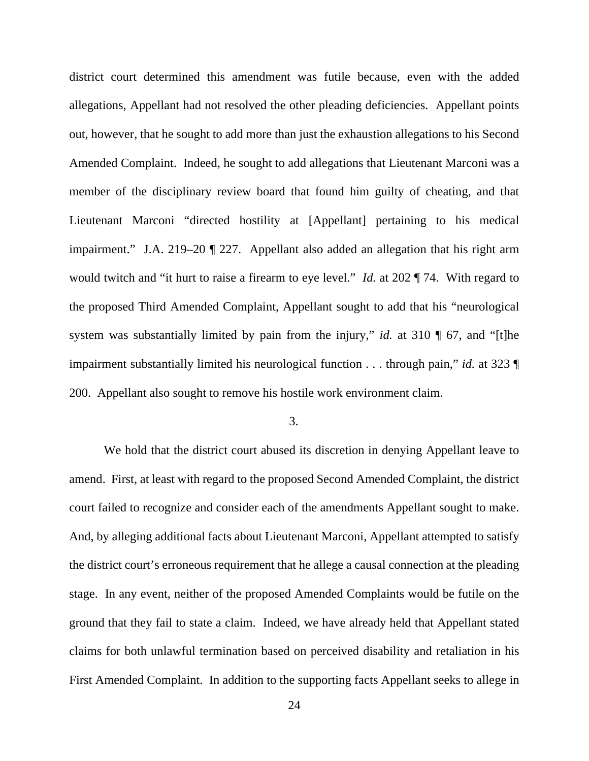district court determined this amendment was futile because, even with the added allegations, Appellant had not resolved the other pleading deficiencies. Appellant points out, however, that he sought to add more than just the exhaustion allegations to his Second Amended Complaint. Indeed, he sought to add allegations that Lieutenant Marconi was a member of the disciplinary review board that found him guilty of cheating, and that Lieutenant Marconi "directed hostility at [Appellant] pertaining to his medical impairment." J.A. 219–20 ¶ 227. Appellant also added an allegation that his right arm would twitch and "it hurt to raise a firearm to eye level." *Id.* at 202 ¶ 74. With regard to the proposed Third Amended Complaint, Appellant sought to add that his "neurological system was substantially limited by pain from the injury," *id.* at 310 ¶ 67, and "[t]he impairment substantially limited his neurological function . . . through pain," *id.* at 323 ¶ 200. Appellant also sought to remove his hostile work environment claim.

3.

We hold that the district court abused its discretion in denying Appellant leave to amend. First, at least with regard to the proposed Second Amended Complaint, the district court failed to recognize and consider each of the amendments Appellant sought to make. And, by alleging additional facts about Lieutenant Marconi, Appellant attempted to satisfy the district court's erroneous requirement that he allege a causal connection at the pleading stage. In any event, neither of the proposed Amended Complaints would be futile on the ground that they fail to state a claim. Indeed, we have already held that Appellant stated claims for both unlawful termination based on perceived disability and retaliation in his First Amended Complaint. In addition to the supporting facts Appellant seeks to allege in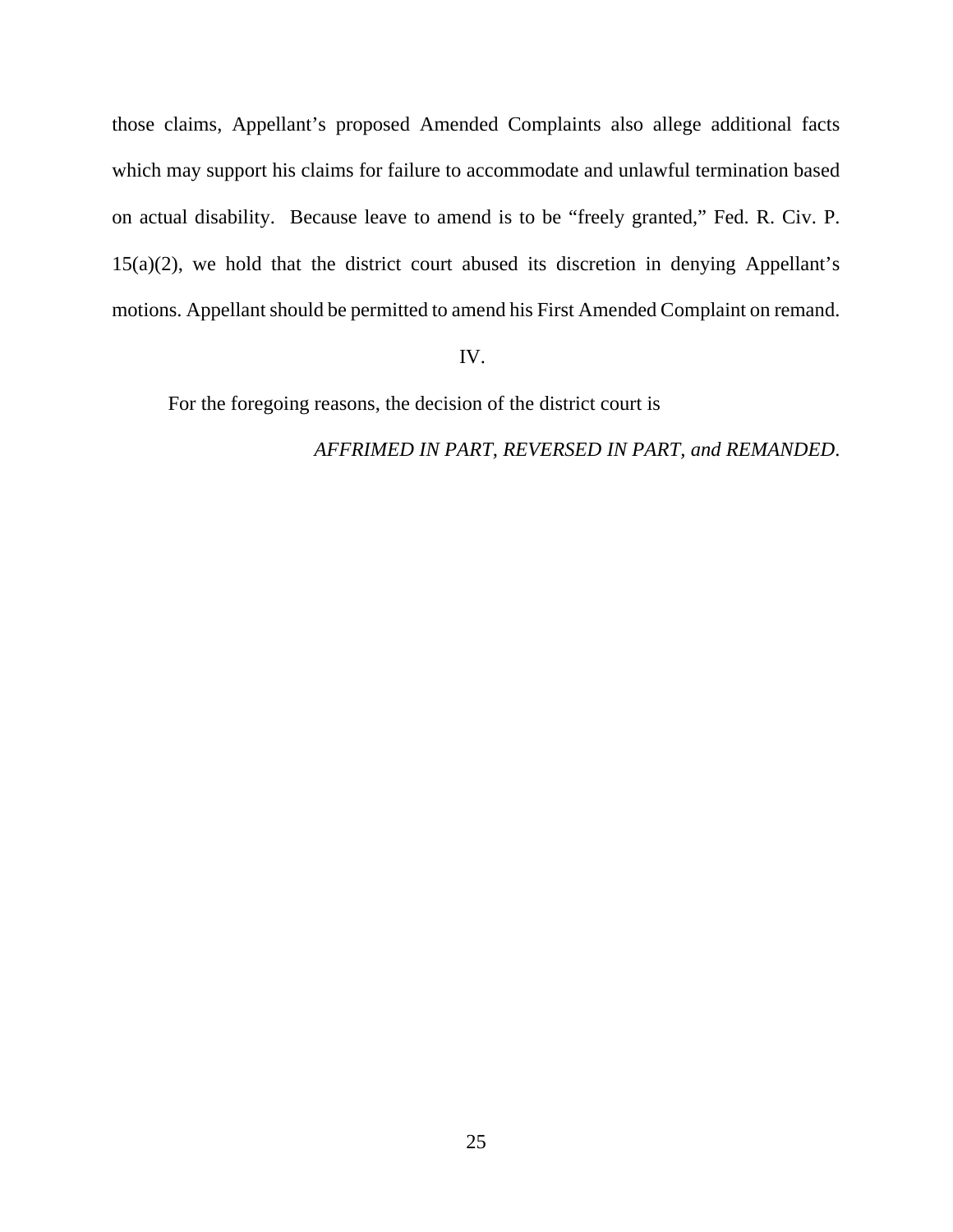those claims, Appellant's proposed Amended Complaints also allege additional facts which may support his claims for failure to accommodate and unlawful termination based on actual disability. Because leave to amend is to be "freely granted," Fed. R. Civ. P. 15(a)(2), we hold that the district court abused its discretion in denying Appellant's motions. Appellant should be permitted to amend his First Amended Complaint on remand.

IV.

For the foregoing reasons, the decision of the district court is

*AFFRIMED IN PART, REVERSED IN PART, and REMANDED.*